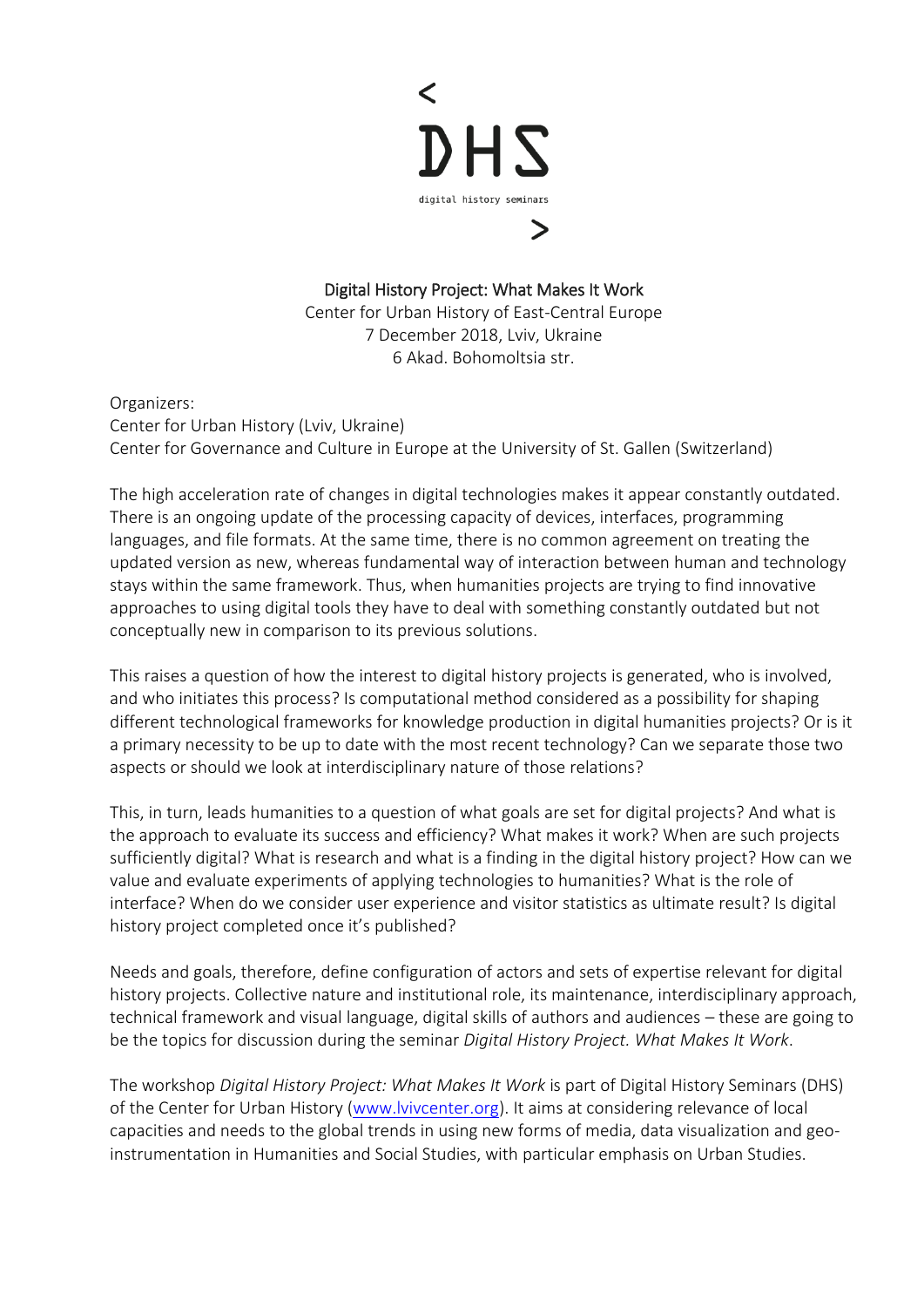< DHS digital history seminars >

# Digital History Project: What Makes It Work

Center for Urban History of East-Central Europe
7 December 2018, Lviv, Ukraine
6 Akad. Bohomoltsia str.

Organizers:
Center for Urban History (Lviv, Ukraine)
Center for Governance and Culture in Europe at the University of St. Gallen (Switzerland)

The high acceleration rate of changes in digital technologies makes it appear constantly outdated. There is an ongoing update of the processing capacity of devices, interfaces, programming languages, and file formats. At the same time, there is no common agreement on treating the updated version as new, whereas fundamental way of interaction between human and technology stays within the same framework. Thus, when humanities projects are trying to find innovative approaches to using digital tools they have to deal with something constantly outdated but not conceptually new in comparison to its previous solutions.

This raises a question of how the interest to digital history projects is generated, who is involved, and who initiates this process? Is computational method considered as a possibility for shaping different technological frameworks for knowledge production in digital humanities projects? Or is it a primary necessity to be up to date with the most recent technology? Can we separate those two aspects or should we look at interdisciplinary nature of those relations?

This, in turn, leads humanities to a question of what goals are set for digital projects? And what is the approach to evaluate its success and efficiency? What makes it work? When are such projects sufficiently digital? What is research and what is a finding in the digital history project? How can we value and evaluate experiments of applying technologies to humanities? What is the role of interface? When do we consider user experience and visitor statistics as ultimate result? Is digital history project completed once it's published?

Needs and goals, therefore, define configuration of actors and sets of expertise relevant for digital history projects. Collective nature and institutional role, its maintenance, interdisciplinary approach, technical framework and visual language, digital skills of authors and audiences – these are going to be the topics for discussion during the seminar *Digital History Project. What Makes It Work*.

The workshop *Digital History Project: What Makes It Work* is part of Digital History Seminars (DHS) of the Center for Urban History (www.lvivcenter.org). It aims at considering relevance of local capacities and needs to the global trends in using new forms of media, data visualization and geo-instrumentation in Humanities and Social Studies, with particular emphasis on Urban Studies.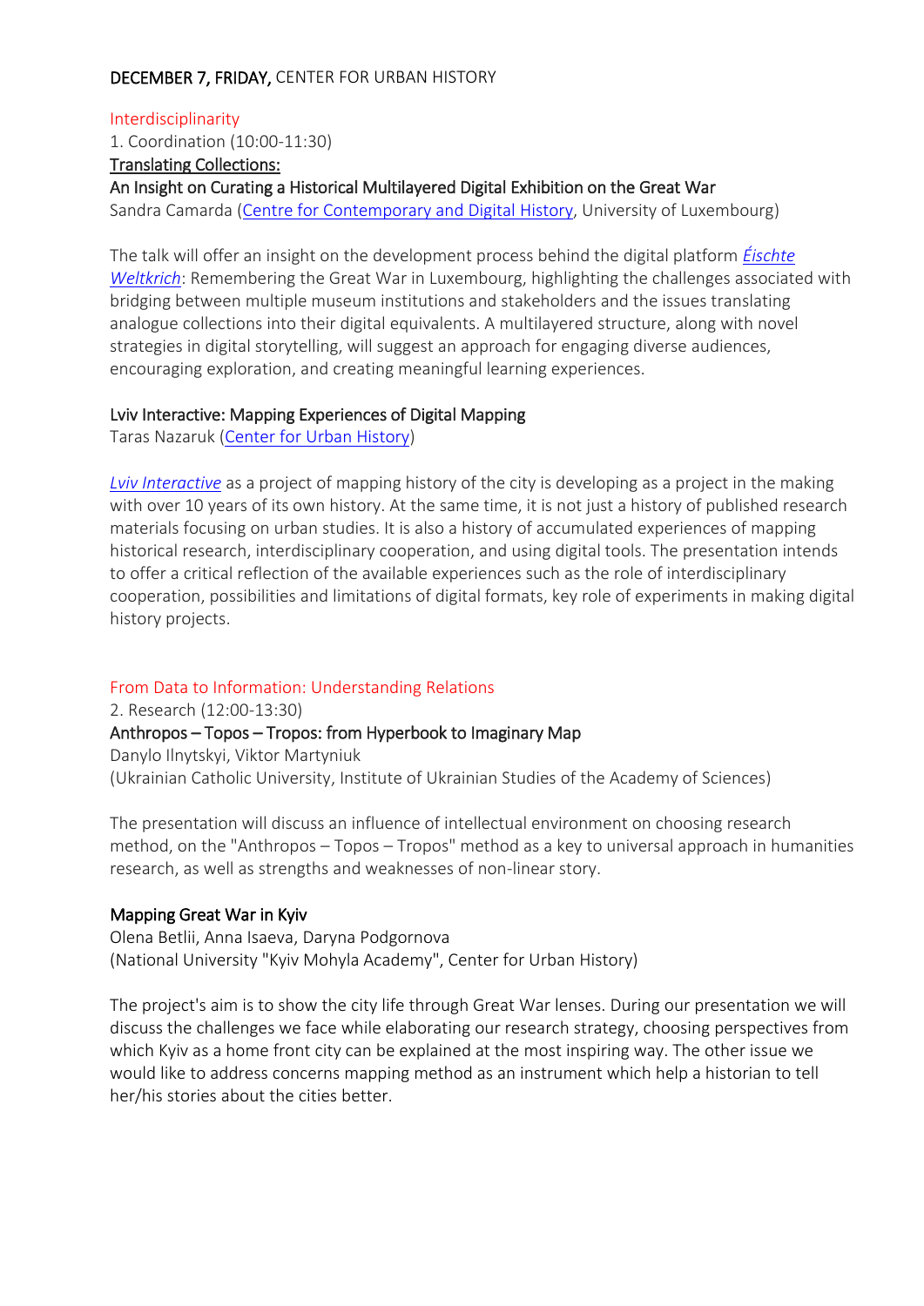**DECEMBER 7, FRIDAY,** CENTER FOR URBAN HISTORY

## Interdisciplinarity

1. Coordination (10:00-11:30)

**Translating Collections:**

**An Insight on Curating a Historical Multilayered Digital Exhibition on the Great War**

Sandra Camarda (Centre for Contemporary and Digital History, University of Luxembourg)

The talk will offer an insight on the development process behind the digital platform *Éischte Weltkrich*: Remembering the Great War in Luxembourg, highlighting the challenges associated with bridging between multiple museum institutions and stakeholders and the issues translating analogue collections into their digital equivalents. A multilayered structure, along with novel strategies in digital storytelling, will suggest an approach for engaging diverse audiences, encouraging exploration, and creating meaningful learning experiences.

**Lviv Interactive: Mapping Experiences of Digital Mapping**

Taras Nazaruk (Center for Urban History)

*Lviv Interactive* as a project of mapping history of the city is developing as a project in the making with over 10 years of its own history. At the same time, it is not just a history of published research materials focusing on urban studies. It is also a history of accumulated experiences of mapping historical research, interdisciplinary cooperation, and using digital tools. The presentation intends to offer a critical reflection of the available experiences such as the role of interdisciplinary cooperation, possibilities and limitations of digital formats, key role of experiments in making digital history projects.

## From Data to Information: Understanding Relations

2. Research (12:00-13:30)

**Anthropos – Topos – Tropos: from Hyperbook to Imaginary Map**

Danylo Ilnytskyi, Viktor Martyniuk

(Ukrainian Catholic University, Institute of Ukrainian Studies of the Academy of Sciences)

The presentation will discuss an influence of intellectual environment on choosing research method, on the "Anthropos – Topos – Tropos" method as a key to universal approach in humanities research, as well as strengths and weaknesses of non-linear story.

**Mapping Great War in Kyiv**

Olena Betlii, Anna Isaeva, Daryna Podgornova

(National University "Kyiv Mohyla Academy", Center for Urban History)

The project's aim is to show the city life through Great War lenses. During our presentation we will discuss the challenges we face while elaborating our research strategy, choosing perspectives from which Kyiv as a home front city can be explained at the most inspiring way. The other issue we would like to address concerns mapping method as an instrument which help a historian to tell her/his stories about the cities better.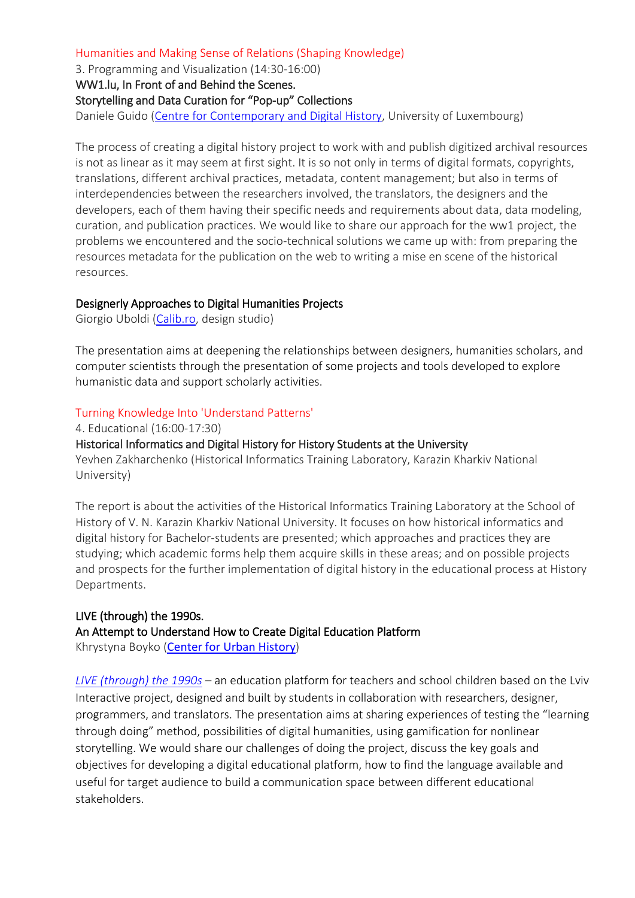## Humanities and Making Sense of Relations (Shaping Knowledge)

3. Programming and Visualization (14:30-16:00)

### WW1.lu, In Front of and Behind the Scenes. Storytelling and Data Curation for “Pop-up” Collections

Daniele Guido (Centre for Contemporary and Digital History, University of Luxembourg)

The process of creating a digital history project to work with and publish digitized archival resources is not as linear as it may seem at first sight. It is so not only in terms of digital formats, copyrights, translations, different archival practices, metadata, content management; but also in terms of interdependencies between the researchers involved, the translators, the designers and the developers, each of them having their specific needs and requirements about data, data modeling, curation, and publication practices. We would like to share our approach for the ww1 project, the problems we encountered and the socio-technical solutions we came up with: from preparing the resources metadata for the publication on the web to writing a mise en scene of the historical resources.

### Designerly Approaches to Digital Humanities Projects

Giorgio Uboldi (Calib.ro, design studio)

The presentation aims at deepening the relationships between designers, humanities scholars, and computer scientists through the presentation of some projects and tools developed to explore humanistic data and support scholarly activities.

## Turning Knowledge Into 'Understand Patterns'

4. Educational (16:00-17:30)

### Historical Informatics and Digital History for History Students at the University

Yevhen Zakharchenko (Historical Informatics Training Laboratory, Karazin Kharkiv National University)

The report is about the activities of the Historical Informatics Training Laboratory at the School of History of V. N. Karazin Kharkiv National University. It focuses on how historical informatics and digital history for Bachelor-students are presented; which approaches and practices they are studying; which academic forms help them acquire skills in these areas; and on possible projects and prospects for the further implementation of digital history in the educational process at History Departments.

### LIVE (through) the 1990s. An Attempt to Understand How to Create Digital Education Platform

Khrystyna Boyko (Center for Urban History)

*LIVE (through) the 1990s* – an education platform for teachers and school children based on the Lviv Interactive project, designed and built by students in collaboration with researchers, designer, programmers, and translators. The presentation aims at sharing experiences of testing the “learning through doing” method, possibilities of digital humanities, using gamification for nonlinear storytelling. We would share our challenges of doing the project, discuss the key goals and objectives for developing a digital educational platform, how to find the language available and useful for target audience to build a communication space between different educational stakeholders.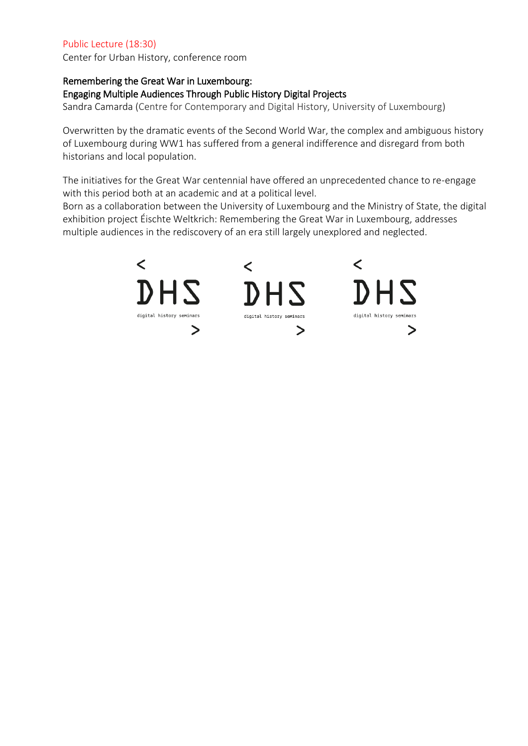Public Lecture (18:30)
Center for Urban History, conference room

**Remembering the Great War in Luxembourg:**
**Engaging Multiple Audiences Through Public History Digital Projects**
Sandra Camarda (Centre for Contemporary and Digital History, University of Luxembourg)

Overwritten by the dramatic events of the Second World War, the complex and ambiguous history of Luxembourg during WW1 has suffered from a general indifference and disregard from both historians and local population.

The initiatives for the Great War centennial have offered an unprecedented chance to re-engage with this period both at an academic and at a political level.
Born as a collaboration between the University of Luxembourg and the Ministry of State, the digital exhibition project Éischte Weltkrich: Remembering the Great War in Luxembourg, addresses multiple audiences in the rediscovery of an era still largely unexplored and neglected.